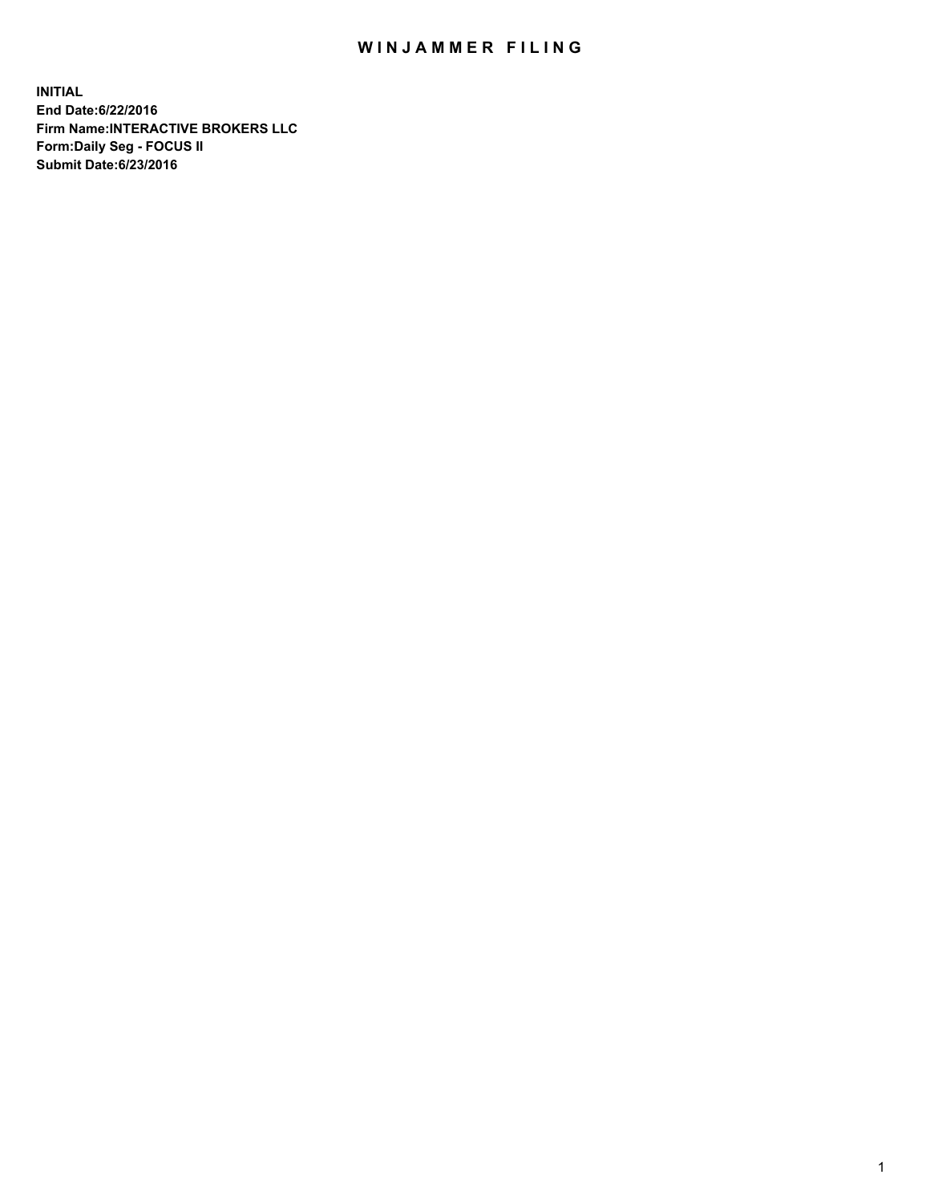# WINJAMMER FILING

**INITIAL**
**End Date:6/22/2016**
**Firm Name:INTERACTIVE BROKERS LLC**
**Form:Daily Seg - FOCUS II**
**Submit Date:6/23/2016**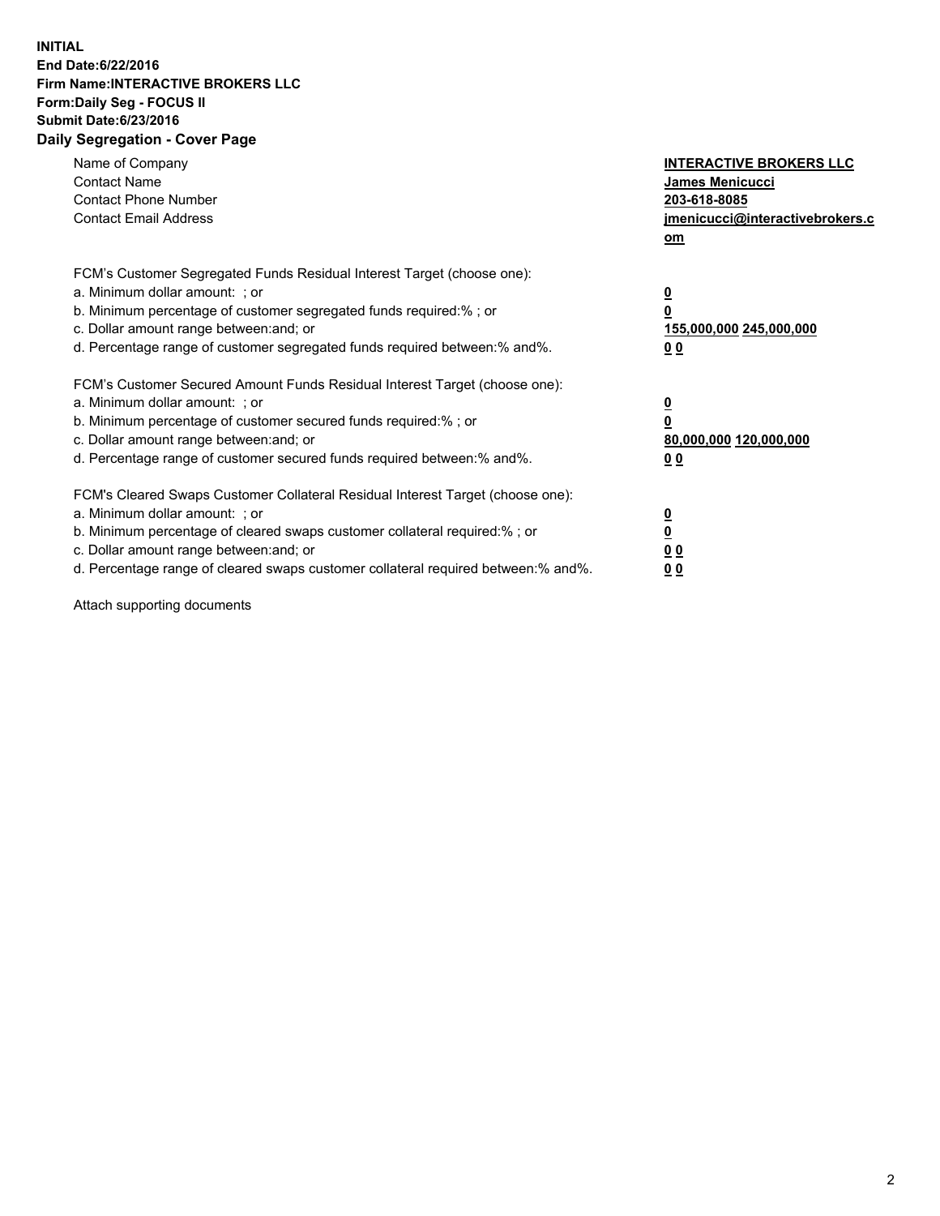**INITIAL**
**End Date:6/22/2016**
**Firm Name:INTERACTIVE BROKERS LLC**
**Form:Daily Seg - FOCUS II**
**Submit Date:6/23/2016**
**Daily Segregation - Cover Page**

| | |
|---|---|
| Name of Company | **INTERACTIVE BROKERS LLC** |
| Contact Name | **James Menicucci** |
| Contact Phone Number | **203-618-8085** |
| Contact Email Address | **jmenicucci@interactivebrokers.com** |

FCM's Customer Segregated Funds Residual Interest Target (choose one):

| | |
|---|---|
| a. Minimum dollar amount: ; or | **0** |
| b. Minimum percentage of customer segregated funds required:% ; or | **0** |
| c. Dollar amount range between:and; or | **155,000,000 245,000,000** |
| d. Percentage range of customer segregated funds required between:% and%. | **0 0** |

FCM's Customer Secured Amount Funds Residual Interest Target (choose one):

| | |
|---|---|
| a. Minimum dollar amount: ; or | **0** |
| b. Minimum percentage of customer secured funds required:% ; or | **0** |
| c. Dollar amount range between:and; or | **80,000,000 120,000,000** |
| d. Percentage range of customer secured funds required between:% and%. | **0 0** |

FCM's Cleared Swaps Customer Collateral Residual Interest Target (choose one):

| | |
|---|---|
| a. Minimum dollar amount: ; or | **0** |
| b. Minimum percentage of cleared swaps customer collateral required:% ; or | **0** |
| c. Dollar amount range between:and; or | **0 0** |
| d. Percentage range of cleared swaps customer collateral required between:% and%. | **0 0** |

Attach supporting documents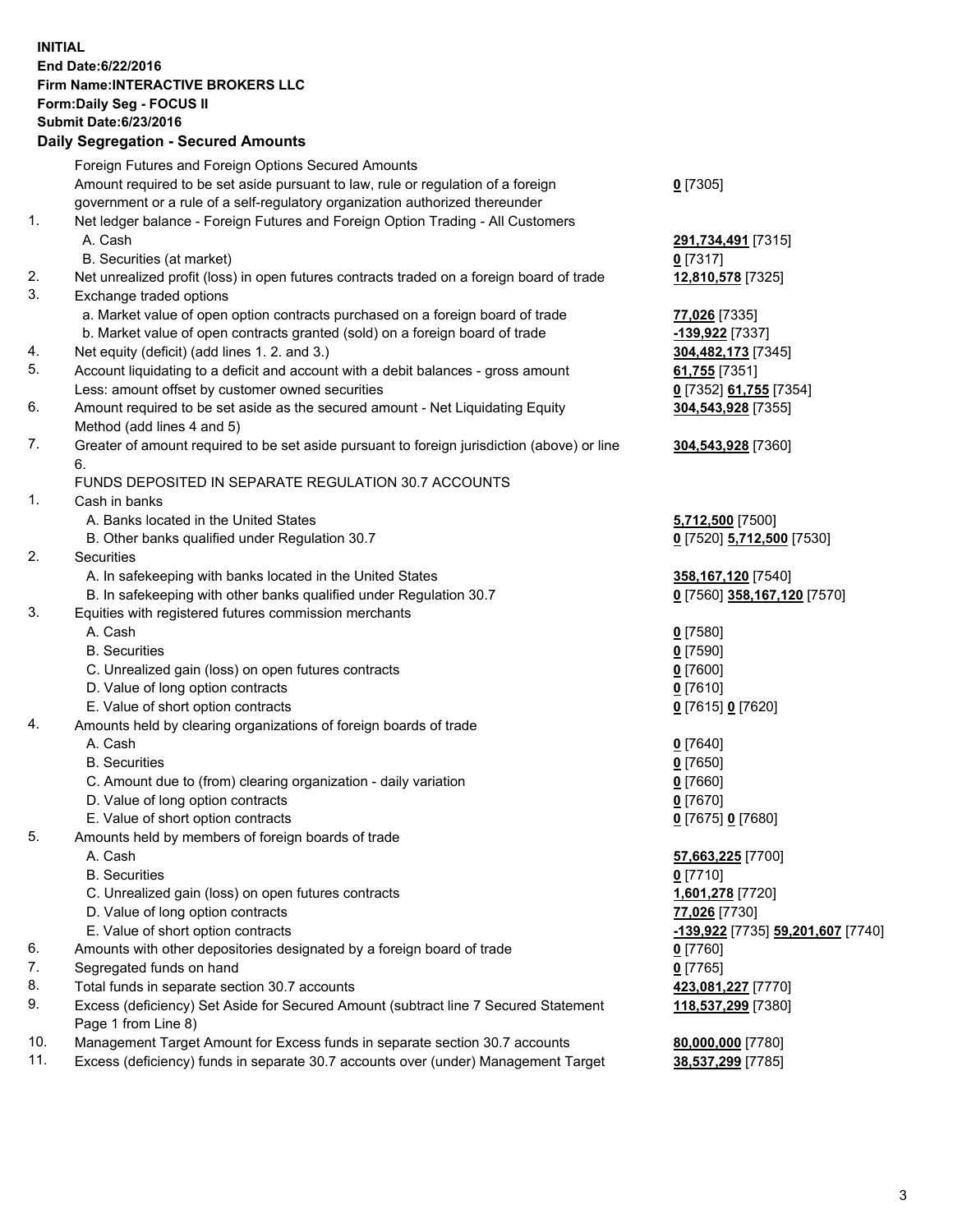**INITIAL**
**End Date:6/22/2016**
**Firm Name:INTERACTIVE BROKERS LLC**
**Form:Daily Seg - FOCUS II**
**Submit Date:6/23/2016**

**Daily Segregation - Secured Amounts**

| | | |
|---|---|---|
| | Foreign Futures and Foreign Options Secured Amounts | |
| | Amount required to be set aside pursuant to law, rule or regulation of a foreign government or a rule of a self-regulatory organization authorized thereunder | **0** [7305] |
| 1. | Net ledger balance - Foreign Futures and Foreign Option Trading - All Customers | |
| | A. Cash | **291,734,491** [7315] |
| | B. Securities (at market) | **0** [7317] |
| 2. | Net unrealized profit (loss) in open futures contracts traded on a foreign board of trade | **12,810,578** [7325] |
| 3. | Exchange traded options | |
| | a. Market value of open option contracts purchased on a foreign board of trade | **77,026** [7335] |
| | b. Market value of open contracts granted (sold) on a foreign board of trade | **-139,922** [7337] |
| 4. | Net equity (deficit) (add lines 1. 2. and 3.) | **304,482,173** [7345] |
| 5. | Account liquidating to a deficit and account with a debit balances - gross amount | **61,755** [7351] |
| | Less: amount offset by customer owned securities | **0** [7352] **61,755** [7354] |
| 6. | Amount required to be set aside as the secured amount - Net Liquidating Equity Method (add lines 4 and 5) | **304,543,928** [7355] |
| 7. | Greater of amount required to be set aside pursuant to foreign jurisdiction (above) or line 6. | **304,543,928** [7360] |
| | FUNDS DEPOSITED IN SEPARATE REGULATION 30.7 ACCOUNTS | |
| 1. | Cash in banks | |
| | A. Banks located in the United States | **5,712,500** [7500] |
| | B. Other banks qualified under Regulation 30.7 | **0** [7520] **5,712,500** [7530] |
| 2. | Securities | |
| | A. In safekeeping with banks located in the United States | **358,167,120** [7540] |
| | B. In safekeeping with other banks qualified under Regulation 30.7 | **0** [7560] **358,167,120** [7570] |
| 3. | Equities with registered futures commission merchants | |
| | A. Cash | **0** [7580] |
| | B. Securities | **0** [7590] |
| | C. Unrealized gain (loss) on open futures contracts | **0** [7600] |
| | D. Value of long option contracts | **0** [7610] |
| | E. Value of short option contracts | **0** [7615] **0** [7620] |
| 4. | Amounts held by clearing organizations of foreign boards of trade | |
| | A. Cash | **0** [7640] |
| | B. Securities | **0** [7650] |
| | C. Amount due to (from) clearing organization - daily variation | **0** [7660] |
| | D. Value of long option contracts | **0** [7670] |
| | E. Value of short option contracts | **0** [7675] **0** [7680] |
| 5. | Amounts held by members of foreign boards of trade | |
| | A. Cash | **57,663,225** [7700] |
| | B. Securities | **0** [7710] |
| | C. Unrealized gain (loss) on open futures contracts | **1,601,278** [7720] |
| | D. Value of long option contracts | **77,026** [7730] |
| | E. Value of short option contracts | **-139,922** [7735] **59,201,607** [7740] |
| 6. | Amounts with other depositories designated by a foreign board of trade | **0** [7760] |
| 7. | Segregated funds on hand | **0** [7765] |
| 8. | Total funds in separate section 30.7 accounts | **423,081,227** [7770] |
| 9. | Excess (deficiency) Set Aside for Secured Amount (subtract line 7 Secured Statement Page 1 from Line 8) | **118,537,299** [7380] |
| 10. | Management Target Amount for Excess funds in separate section 30.7 accounts | **80,000,000** [7780] |
| 11. | Excess (deficiency) funds in separate 30.7 accounts over (under) Management Target | **38,537,299** [7785] |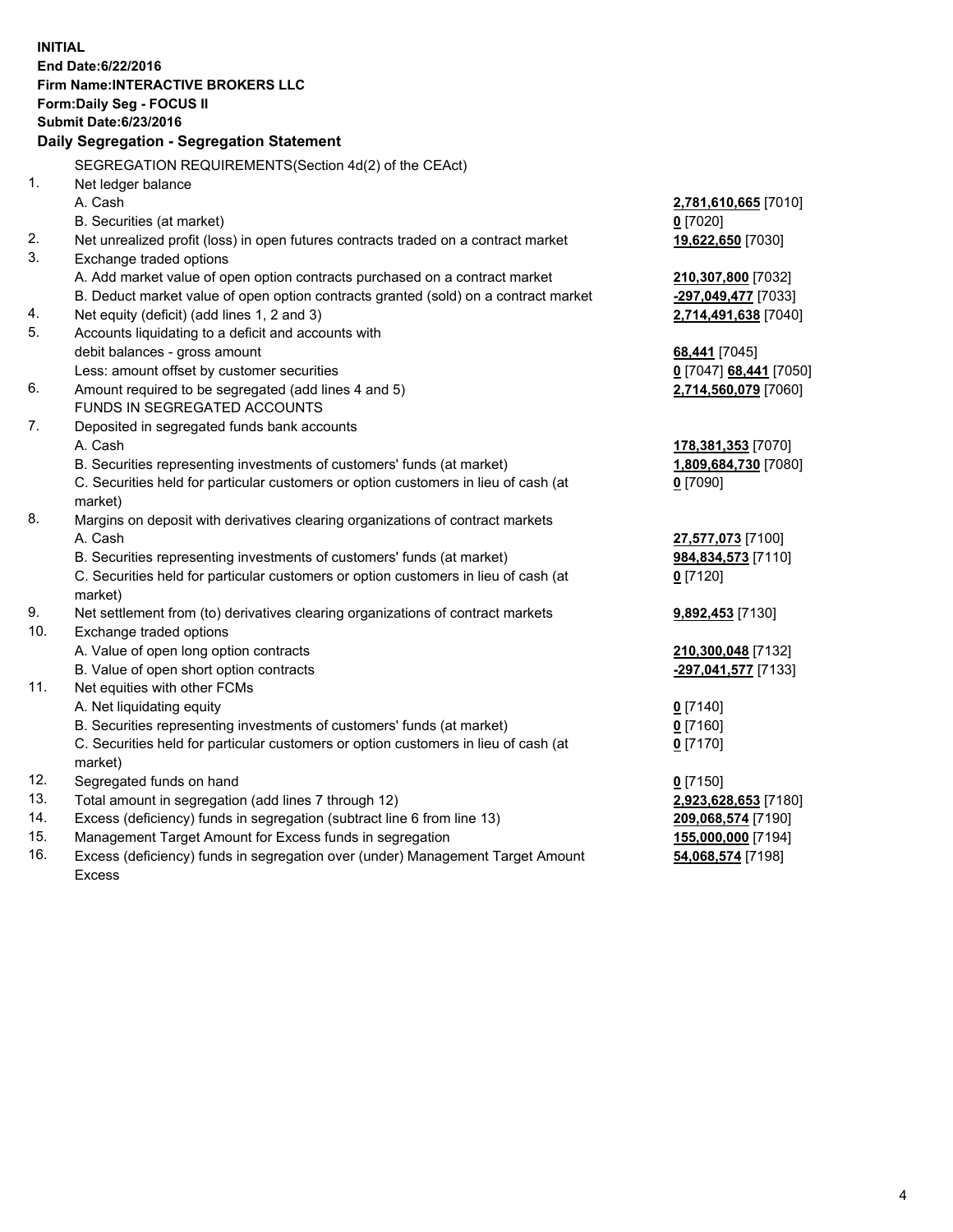**INITIAL**
**End Date:6/22/2016**
**Firm Name:INTERACTIVE BROKERS LLC**
**Form:Daily Seg - FOCUS II**
**Submit Date:6/23/2016**

## Daily Segregation - Segregation Statement

| | | |
|---|---|---|
| | SEGREGATION REQUIREMENTS(Section 4d(2) of the CEAct) | |
| 1. | Net ledger balance | |
| | A. Cash | **2,781,610,665** [7010] |
| | B. Securities (at market) | **0** [7020] |
| 2. | Net unrealized profit (loss) in open futures contracts traded on a contract market | **19,622,650** [7030] |
| 3. | Exchange traded options | |
| | A. Add market value of open option contracts purchased on a contract market | **210,307,800** [7032] |
| | B. Deduct market value of open option contracts granted (sold) on a contract market | **-297,049,477** [7033] |
| 4. | Net equity (deficit) (add lines 1, 2 and 3) | **2,714,491,638** [7040] |
| 5. | Accounts liquidating to a deficit and accounts with debit balances - gross amount | **68,441** [7045] |
| | Less: amount offset by customer securities | **0** [7047] **68,441** [7050] |
| 6. | Amount required to be segregated (add lines 4 and 5) | **2,714,560,079** [7060] |
| | FUNDS IN SEGREGATED ACCOUNTS | |
| 7. | Deposited in segregated funds bank accounts | |
| | A. Cash | **178,381,353** [7070] |
| | B. Securities representing investments of customers' funds (at market) | **1,809,684,730** [7080] |
| | C. Securities held for particular customers or option customers in lieu of cash (at market) | **0** [7090] |
| 8. | Margins on deposit with derivatives clearing organizations of contract markets | |
| | A. Cash | **27,577,073** [7100] |
| | B. Securities representing investments of customers' funds (at market) | **984,834,573** [7110] |
| | C. Securities held for particular customers or option customers in lieu of cash (at market) | **0** [7120] |
| 9. | Net settlement from (to) derivatives clearing organizations of contract markets | **9,892,453** [7130] |
| 10. | Exchange traded options | |
| | A. Value of open long option contracts | **210,300,048** [7132] |
| | B. Value of open short option contracts | **-297,041,577** [7133] |
| 11. | Net equities with other FCMs | |
| | A. Net liquidating equity | **0** [7140] |
| | B. Securities representing investments of customers' funds (at market) | **0** [7160] |
| | C. Securities held for particular customers or option customers in lieu of cash (at market) | **0** [7170] |
| 12. | Segregated funds on hand | **0** [7150] |
| 13. | Total amount in segregation (add lines 7 through 12) | **2,923,628,653** [7180] |
| 14. | Excess (deficiency) funds in segregation (subtract line 6 from line 13) | **209,068,574** [7190] |
| 15. | Management Target Amount for Excess funds in segregation | **155,000,000** [7194] |
| 16. | Excess (deficiency) funds in segregation over (under) Management Target Amount Excess | **54,068,574** [7198] |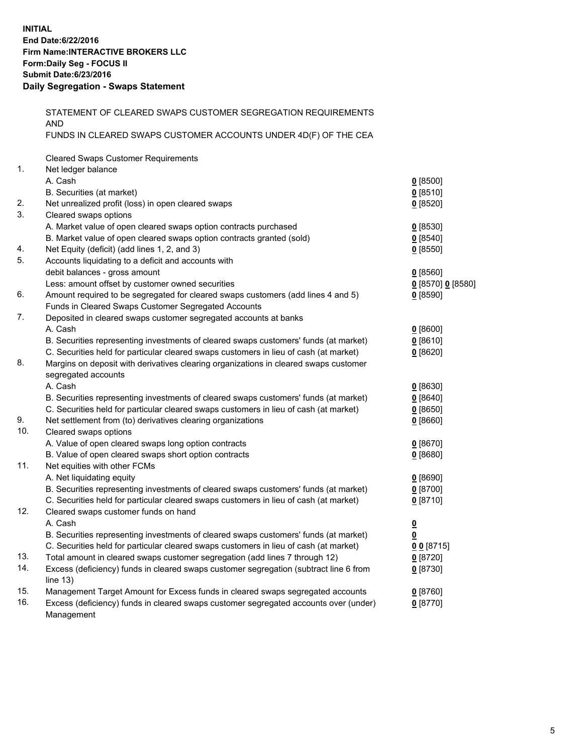**INITIAL**
**End Date:6/22/2016**
**Firm Name:INTERACTIVE BROKERS LLC**
**Form:Daily Seg - FOCUS II**
**Submit Date:6/23/2016**
**Daily Segregation - Swaps Statement**

STATEMENT OF CLEARED SWAPS CUSTOMER SEGREGATION REQUIREMENTS AND FUNDS IN CLEARED SWAPS CUSTOMER ACCOUNTS UNDER 4D(F) OF THE CEA

| | | |
|---|---|---|
| | Cleared Swaps Customer Requirements | |
| 1. | Net ledger balance | |
| | A. Cash | 0 [8500] |
| | B. Securities (at market) | 0 [8510] |
| 2. | Net unrealized profit (loss) in open cleared swaps | 0 [8520] |
| 3. | Cleared swaps options | |
| | A. Market value of open cleared swaps option contracts purchased | 0 [8530] |
| | B. Market value of open cleared swaps option contracts granted (sold) | 0 [8540] |
| 4. | Net Equity (deficit) (add lines 1, 2, and 3) | 0 [8550] |
| 5. | Accounts liquidating to a deficit and accounts with debit balances - gross amount | 0 [8560] |
| | Less: amount offset by customer owned securities | 0 [8570] 0 [8580] |
| 6. | Amount required to be segregated for cleared swaps customers (add lines 4 and 5) | 0 [8590] |
| | Funds in Cleared Swaps Customer Segregated Accounts | |
| 7. | Deposited in cleared swaps customer segregated accounts at banks | |
| | A. Cash | 0 [8600] |
| | B. Securities representing investments of cleared swaps customers' funds (at market) | 0 [8610] |
| | C. Securities held for particular cleared swaps customers in lieu of cash (at market) | 0 [8620] |
| 8. | Margins on deposit with derivatives clearing organizations in cleared swaps customer segregated accounts | |
| | A. Cash | 0 [8630] |
| | B. Securities representing investments of cleared swaps customers' funds (at market) | 0 [8640] |
| | C. Securities held for particular cleared swaps customers in lieu of cash (at market) | 0 [8650] |
| 9. | Net settlement from (to) derivatives clearing organizations | 0 [8660] |
| 10. | Cleared swaps options | |
| | A. Value of open cleared swaps long option contracts | 0 [8670] |
| | B. Value of open cleared swaps short option contracts | 0 [8680] |
| 11. | Net equities with other FCMs | |
| | A. Net liquidating equity | 0 [8690] |
| | B. Securities representing investments of cleared swaps customers' funds (at market) | 0 [8700] |
| | C. Securities held for particular cleared swaps customers in lieu of cash (at market) | 0 [8710] |
| 12. | Cleared swaps customer funds on hand | |
| | A. Cash | 0 |
| | B. Securities representing investments of cleared swaps customers' funds (at market) | 0 |
| | C. Securities held for particular cleared swaps customers in lieu of cash (at market) | 0 0 [8715] |
| 13. | Total amount in cleared swaps customer segregation (add lines 7 through 12) | 0 [8720] |
| 14. | Excess (deficiency) funds in cleared swaps customer segregation (subtract line 6 from line 13) | 0 [8730] |
| 15. | Management Target Amount for Excess funds in cleared swaps segregated accounts | 0 [8760] |
| 16. | Excess (deficiency) funds in cleared swaps customer segregated accounts over (under) Management | 0 [8770] |